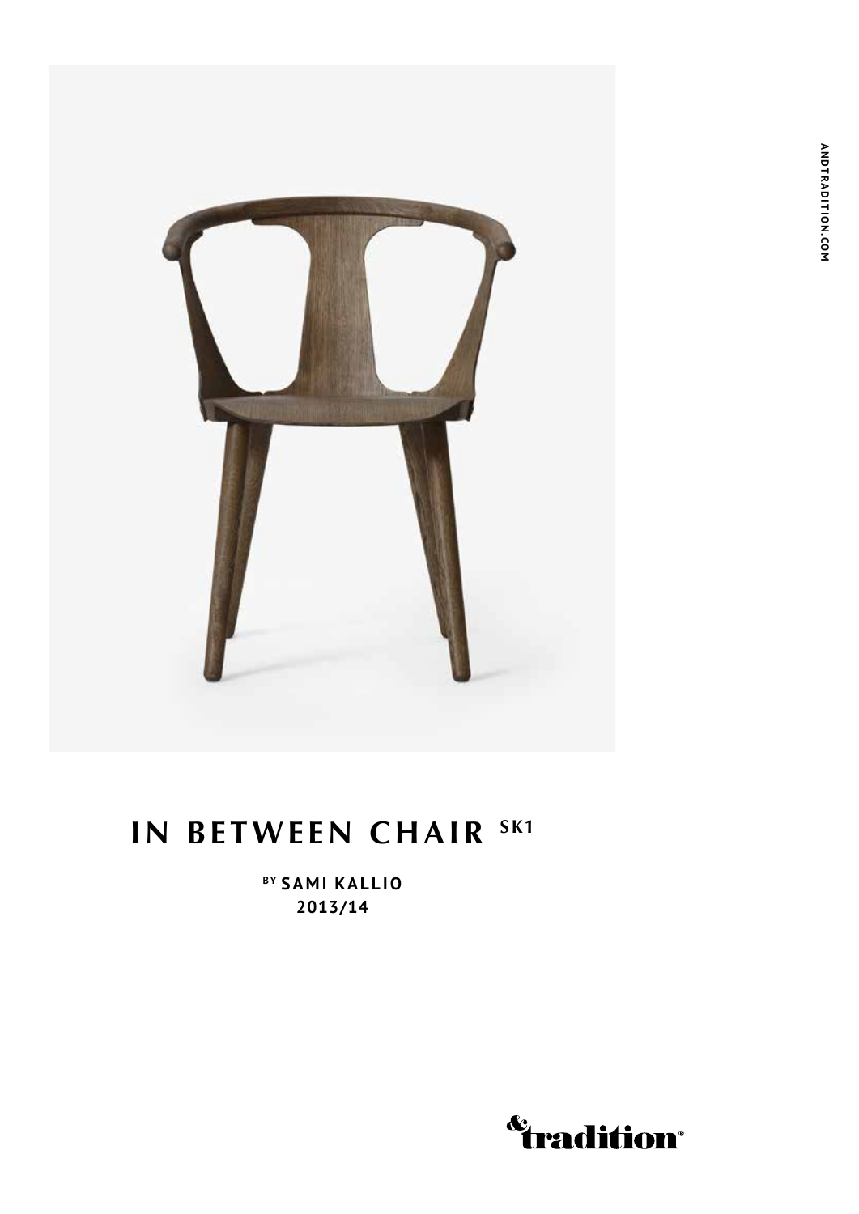# IN BETWEEN CHAIR SK1

BY SAMI KALLIO
2013/14

ANDTRADITION.COM

&tradition®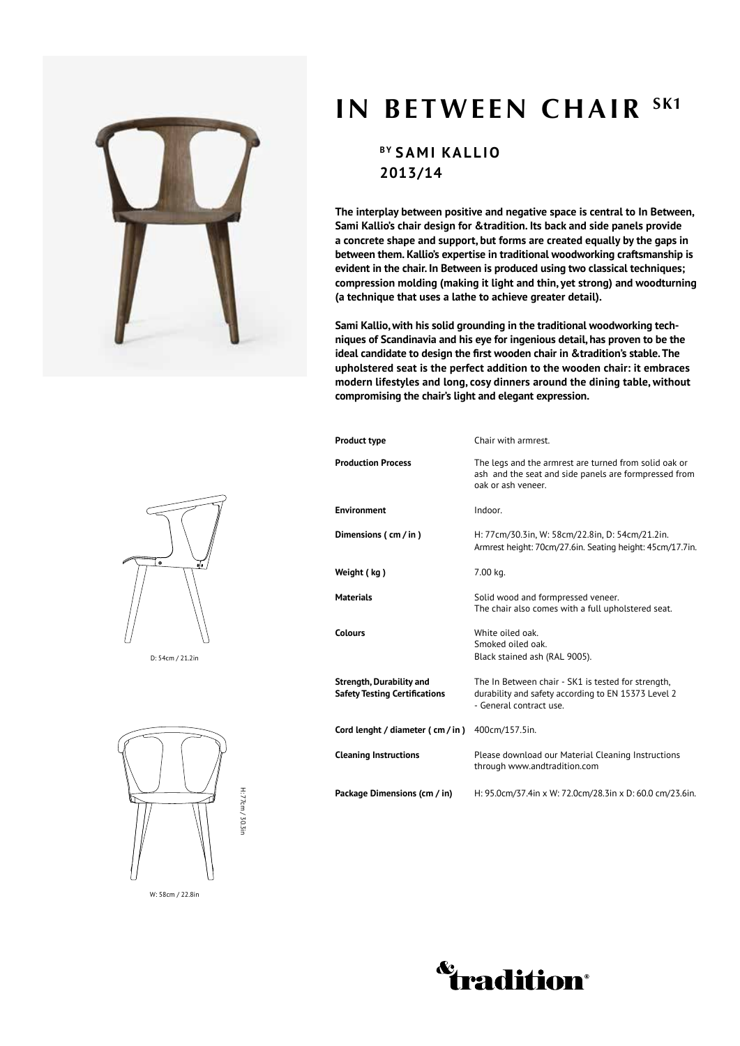# IN BETWEEN CHAIR SK1

## BY SAMI KALLIO
## 2013/14

**The interplay between positive and negative space is central to In Between, Sami Kallio's chair design for &tradition. Its back and side panels provide a concrete shape and support, but forms are created equally by the gaps in between them. Kallio's expertise in traditional woodworking craftsmanship is evident in the chair. In Between is produced using two classical techniques; compression molding (making it light and thin, yet strong) and woodturning (a technique that uses a lathe to achieve greater detail).**

**Sami Kallio, with his solid grounding in the traditional woodworking techniques of Scandinavia and his eye for ingenious detail, has proven to be the ideal candidate to design the first wooden chair in &tradition's stable. The upholstered seat is the perfect addition to the wooden chair: it embraces modern lifestyles and long, cosy dinners around the dining table, without compromising the chair's light and elegant expression.**

| | |
|---|---|
| **Product type** | Chair with armrest. |
| **Production Process** | The legs and the armrest are turned from solid oak or ash and the seat and side panels are formpressed from oak or ash veneer. |
| **Environment** | Indoor. |
| **Dimensions ( cm / in )** | H: 77cm/30.3in, W: 58cm/22.8in, D: 54cm/21.2in. Armrest height: 70cm/27.6in. Seating height: 45cm/17.7in. |
| **Weight ( kg )** | 7.00 kg. |
| **Materials** | Solid wood and formpressed veneer. The chair also comes with a full upholstered seat. |
| **Colours** | White oiled oak. Smoked oiled oak. Black stained ash (RAL 9005). |
| **Strength, Durability and Safety Testing Certifications** | The In Between chair - SK1 is tested for strength, durability and safety according to EN 15373 Level 2 - General contract use. |
| **Cord lenght / diameter ( cm / in )** | 400cm/157.5in. |
| **Cleaning Instructions** | Please download our Material Cleaning Instructions through www.andtradition.com |
| **Package Dimensions (cm / in)** | H: 95.0cm/37.4in x W: 72.0cm/28.3in x D: 60.0 cm/23.6in. |

D: 54cm / 21.2in

H: 77cm / 30.3in

W: 58cm / 22.8in

&tradition®